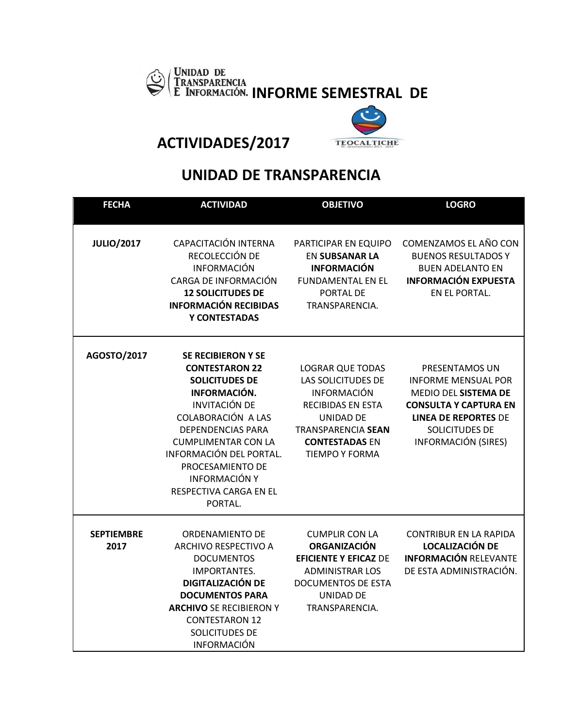# INFORME SEMESTRAL DE ACTIVIDADES/2017

## UNIDAD DE TRANSPARENCIA

| FECHA | ACTIVIDAD | OBJETIVO | LOGRO |
|---|---|---|---|
| **JULIO/2017** | CAPACITACIÓN INTERNA RECOLECCIÓN DE INFORMACIÓN CARGA DE INFORMACIÓN **12 SOLICITUDES DE INFORMACIÓN RECIBIDAS Y CONTESTADAS** | PARTICIPAR EN EQUIPO EN **SUBSANAR LA INFORMACIÓN** FUNDAMENTAL EN EL PORTAL DE TRANSPARENCIA. | COMENZAMOS EL AÑO CON BUENOS RESULTADOS Y BUEN ADELANTO EN **INFORMACIÓN EXPUESTA** EN EL PORTAL. |
| **AGOSTO/2017** | **SE RECIBIERON Y SE CONTESTARON 22 SOLICITUDES DE INFORMACIÓN.** INVITACIÓN DE COLABORACIÓN A LAS DEPENDENCIAS PARA CUMPLIMENTAR CON LA INFORMACIÓN DEL PORTAL. PROCESAMIENTO DE INFORMACIÓN Y RESPECTIVA CARGA EN EL PORTAL. | LOGRAR QUE TODAS LAS SOLICITUDES DE INFORMACIÓN RECIBIDAS EN ESTA UNIDAD DE TRANSPARENCIA **SEAN CONTESTADAS** EN TIEMPO Y FORMA | PRESENTAMOS UN INFORME MENSUAL POR MEDIO DEL **SISTEMA DE CONSULTA Y CAPTURA EN LINEA DE REPORTES** DE SOLICITUDES DE INFORMACIÓN (SIRES) |
| **SEPTIEMBRE 2017** | ORDENAMIENTO DE ARCHIVO RESPECTIVO A DOCUMENTOS IMPORTANTES. **DIGITALIZACIÓN DE DOCUMENTOS PARA ARCHIVO** SE RECIBIERON Y CONTESTARON 12 SOLICITUDES DE INFORMACIÓN | CUMPLIR CON LA **ORGANIZACIÓN EFICIENTE Y EFICAZ** DE ADMINISTRAR LOS DOCUMENTOS DE ESTA UNIDAD DE TRANSPARENCIA. | CONTRIBUR EN LA RAPIDA **LOCALIZACIÓN DE INFORMACIÓN** RELEVANTE DE ESTA ADMINISTRACIÓN. |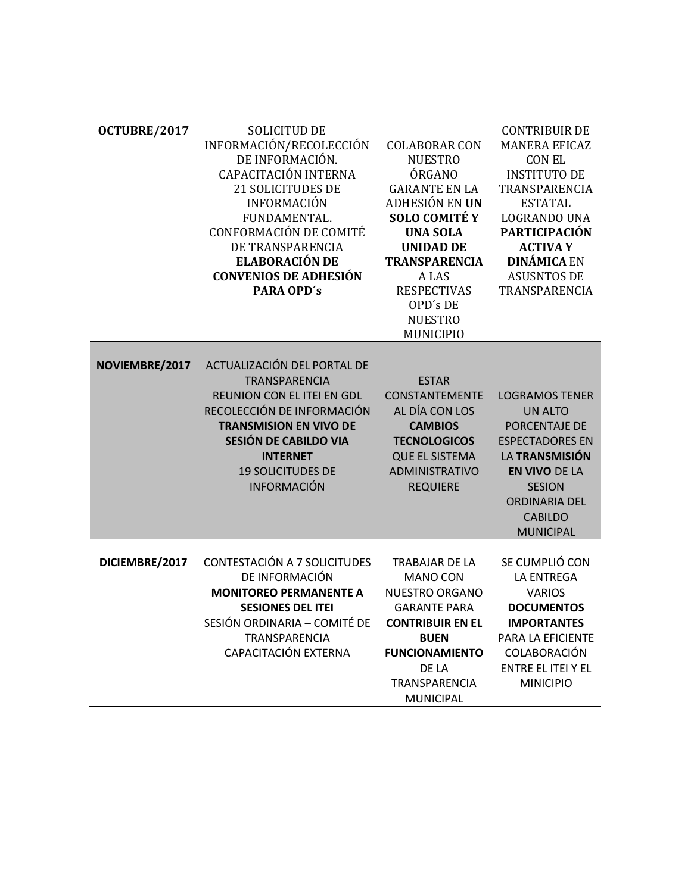| | | | |
|---|---|---|---|
| **OCTUBRE/2017** | SOLICITUD DE INFORMACIÓN/RECOLECCIÓN DE INFORMACIÓN. CAPACITACIÓN INTERNA 21 SOLICITUDES DE INFORMACIÓN FUNDAMENTAL. CONFORMACIÓN DE COMITÉ DE TRANSPARENCIA **ELABORACIÓN DE CONVENIOS DE ADHESIÓN PARA OPD´s** | COLABORAR CON NUESTRO ÓRGANO GARANTE EN LA ADHESIÓN EN **UN SOLO COMITÉ Y UNA SOLA UNIDAD DE TRANSPARENCIA** A LAS RESPECTIVAS OPD´s DE NUESTRO MUNICIPIO | CONTRIBUIR DE MANERA EFICAZ CON EL INSTITUTO DE TRANSPARENCIA ESTATAL LOGRANDO UNA **PARTICIPACIÓN ACTIVA Y DINÁMICA** EN ASUSNTOS DE TRANSPARENCIA |
| **NOVIEMBRE/2017** | ACTUALIZACIÓN DEL PORTAL DE TRANSPARENCIA REUNION CON EL ITEI EN GDL RECOLECCIÓN DE INFORMACIÓN **TRANSMISION EN VIVO DE SESIÓN DE CABILDO VIA INTERNET** 19 SOLICITUDES DE INFORMACIÓN | ESTAR CONSTANTEMENTE AL DÍA CON LOS **CAMBIOS TECNOLOGICOS** QUE EL SISTEMA ADMINISTRATIVO REQUIERE | LOGRAMOS TENER UN ALTO PORCENTAJE DE ESPECTADORES EN LA **TRANSMISIÓN EN VIVO** DE LA SESION ORDINARIA DEL CABILDO MUNICIPAL |
| **DICIEMBRE/2017** | CONTESTACIÓN A 7 SOLICITUDES DE INFORMACIÓN **MONITOREO PERMANENTE A SESIONES DEL ITEI** SESIÓN ORDINARIA – COMITÉ DE TRANSPARENCIA CAPACITACIÓN EXTERNA | TRABAJAR DE LA MANO CON NUESTRO ORGANO GARANTE PARA **CONTRIBUIR EN EL BUEN FUNCIONAMIENTO** DE LA TRANSPARENCIA MUNICIPAL | SE CUMPLIÓ CON LA ENTREGA VARIOS **DOCUMENTOS IMPORTANTES** PARA LA EFICIENTE COLABORACIÓN ENTRE EL ITEI Y EL MINICIPIO |